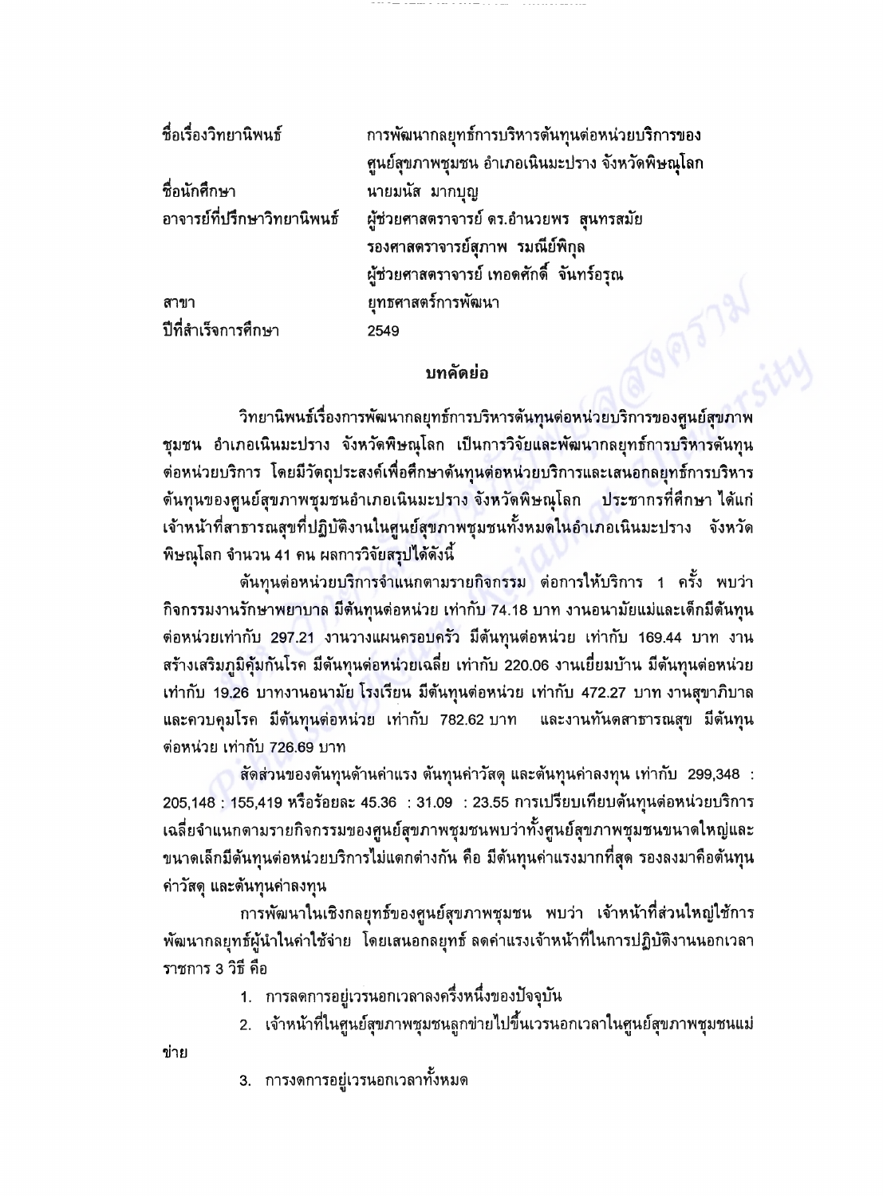| | |
|---|---|
| ชื่อเรื่องวิทยานิพนธ์ | การพัฒนากลยุทธ์การบริหารต้นทุนต่อหน่วยบริการของศูนย์สุขภาพชุมชน อำเภอเนินมะปราง จังหวัดพิษณุโลก |
| ชื่อนักศึกษา | นายมนัส มากบุญ |
| อาจารย์ที่ปรึกษาวิทยานิพนธ์ | ผู้ช่วยศาสตราจารย์ ดร.อำนวยพร สุนทรสมัย<br>รองศาสตราจารย์สุภาพ รมณีย์พิกุล<br>ผู้ช่วยศาสตราจารย์ เทอดศักดิ์ จันทร์อรุณ |
| สาขา | ยุทธศาสตร์การพัฒนา |
| ปีที่สำเร็จการศึกษา | 2549 |

## บทคัดย่อ

วิทยานิพนธ์เรื่องการพัฒนากลยุทธ์การบริหารต้นทุนต่อหน่วยบริการของศูนย์สุขภาพชุมชน อำเภอเนินมะปราง จังหวัดพิษณุโลก เป็นการวิจัยและพัฒนากลยุทธ์การบริหารต้นทุนต่อหน่วยบริการ โดยมีวัตถุประสงค์เพื่อศึกษาต้นทุนต่อหน่วยบริการและเสนอกลยุทธ์การบริหารต้นทุนของศูนย์สุขภาพชุมชนอำเภอเนินมะปราง จังหวัดพิษณุโลก ประชากรที่ศึกษา ได้แก่ เจ้าหน้าที่สาธารณสุขที่ปฏิบัติงานในศูนย์สุขภาพชุมชนทั้งหมดในอำเภอเนินมะปราง จังหวัดพิษณุโลก จำนวน 41 คน ผลการวิจัยสรุปได้ดังนี้

ต้นทุนต่อหน่วยบริการจำแนกตามรายกิจกรรม ต่อการให้บริการ 1 ครั้ง พบว่า กิจกรรมงานรักษาพยาบาล มีต้นทุนต่อหน่วย เท่ากับ 74.18 บาท งานอนามัยแม่และเด็กมีต้นทุนต่อหน่วยเท่ากับ 297.21 งานวางแผนครอบครัว มีต้นทุนต่อหน่วย เท่ากับ 169.44 บาท งานสร้างเสริมภูมิคุ้มกันโรค มีต้นทุนต่อหน่วยเฉลี่ย เท่ากับ 220.06 งานเยี่ยมบ้าน มีต้นทุนต่อหน่วย เท่ากับ 19.26 บาทงานอนามัย โรงเรียน มีต้นทุนต่อหน่วย เท่ากับ 472.27 บาท งานสุขาภิบาลและควบคุมโรค มีต้นทุนต่อหน่วย เท่ากับ 782.62 บาท และงานทันตสาธารณสุข มีต้นทุนต่อหน่วย เท่ากับ 726.69 บาท

สัดส่วนของต้นทุนด้านค่าแรง ต้นทุนค่าวัสดุ และต้นทุนค่าลงทุน เท่ากับ 299,348 : 205,148 : 155,419 หรือร้อยละ 45.36 : 31.09 : 23.55 การเปรียบเทียบต้นทุนต่อหน่วยบริการเฉลี่ยจำแนกตามรายกิจกรรมของศูนย์สุขภาพชุมชนพบว่าทั้งศูนย์สุขภาพชุมชนขนาดใหญ่และขนาดเล็กมีต้นทุนต่อหน่วยบริการไม่แตกต่างกัน คือ มีต้นทุนค่าแรงมากที่สุด รองลงมาคือต้นทุนค่าวัสดุ และต้นทุนค่าลงทุน

การพัฒนาในเชิงกลยุทธ์ของศูนย์สุขภาพชุมชน พบว่า เจ้าหน้าที่ส่วนใหญ่ใช้การพัฒนากลยุทธ์ผู้นำในค่าใช้จ่าย โดยเสนอกลยุทธ์ ลดค่าแรงเจ้าหน้าที่ในการปฏิบัติงานนอกเวลาราชการ 3 วิธี คือ

1. การลดการอยู่เวรนอกเวลาลงครึ่งหนึ่งของปัจจุบัน
2. เจ้าหน้าที่ในศูนย์สุขภาพชุมชนลูกข่ายไปขึ้นเวรนอกเวลาในศูนย์สุขภาพชุมชนแม่ข่าย
3. การงดการอยู่เวรนอกเวลาทั้งหมด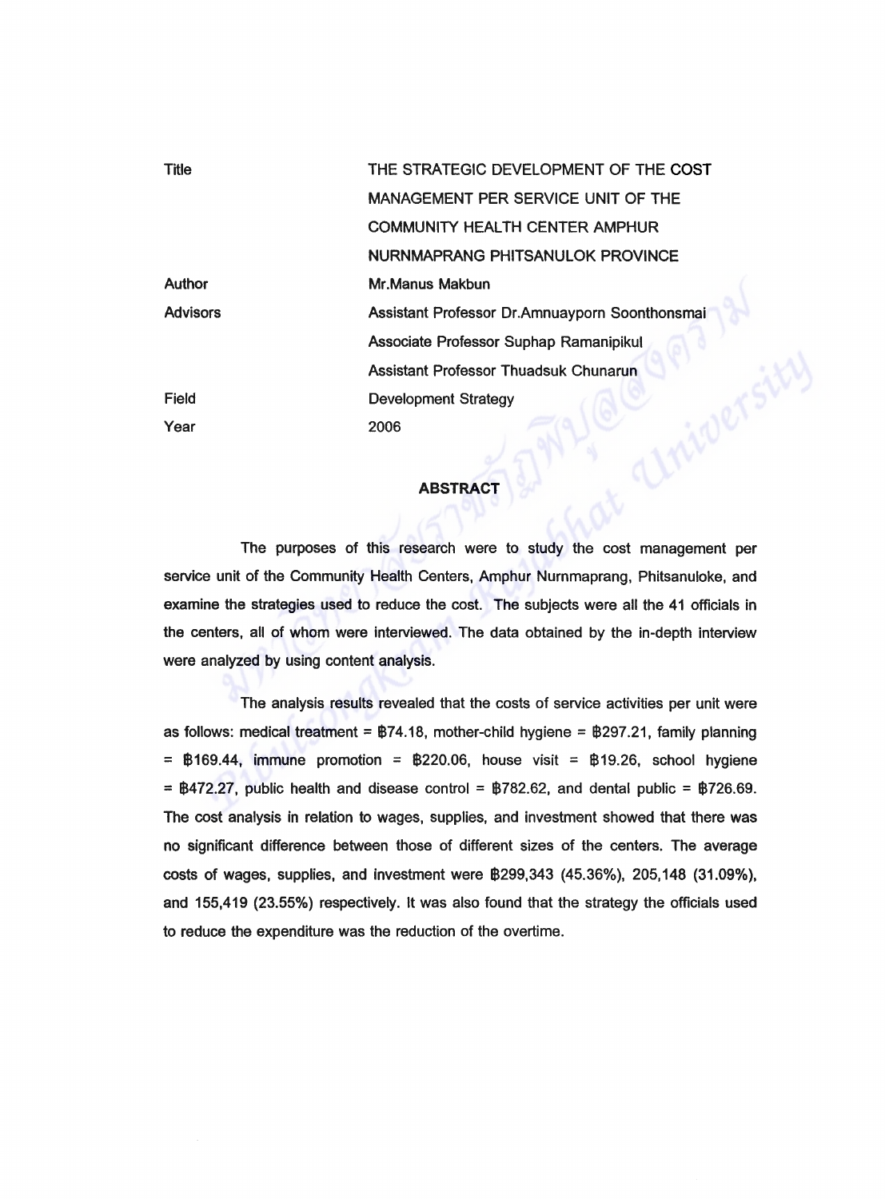| | |
|---|---|
| Title | THE STRATEGIC DEVELOPMENT OF THE COST MANAGEMENT PER SERVICE UNIT OF THE COMMUNITY HEALTH CENTER AMPHUR NURNMAPRANG PHITSANULOK PROVINCE |
| Author | Mr.Manus Makbun |
| Advisors | Assistant Professor Dr.Amnuayporn Soonthonsmai |
| | Associate Professor Suphap Ramanipikul |
| | Assistant Professor Thuadsuk Chunarun |
| Field | Development Strategy |
| Year | 2006 |

## ABSTRACT

The purposes of this research were to study the cost management per service unit of the Community Health Centers, Amphur Nurnmaprang, Phitsanuloke, and examine the strategies used to reduce the cost. The subjects were all the 41 officials in the centers, all of whom were interviewed. The data obtained by the in-depth interview were analyzed by using content analysis.

The analysis results revealed that the costs of service activities per unit were as follows: medical treatment = ฿74.18, mother-child hygiene = ฿297.21, family planning = ฿169.44, immune promotion = ฿220.06, house visit = ฿19.26, school hygiene = ฿472.27, public health and disease control = ฿782.62, and dental public = ฿726.69. The cost analysis in relation to wages, supplies, and investment showed that there was no significant difference between those of different sizes of the centers. The average costs of wages, supplies, and investment were ฿299,343 (45.36%), 205,148 (31.09%), and 155,419 (23.55%) respectively. It was also found that the strategy the officials used to reduce the expenditure was the reduction of the overtime.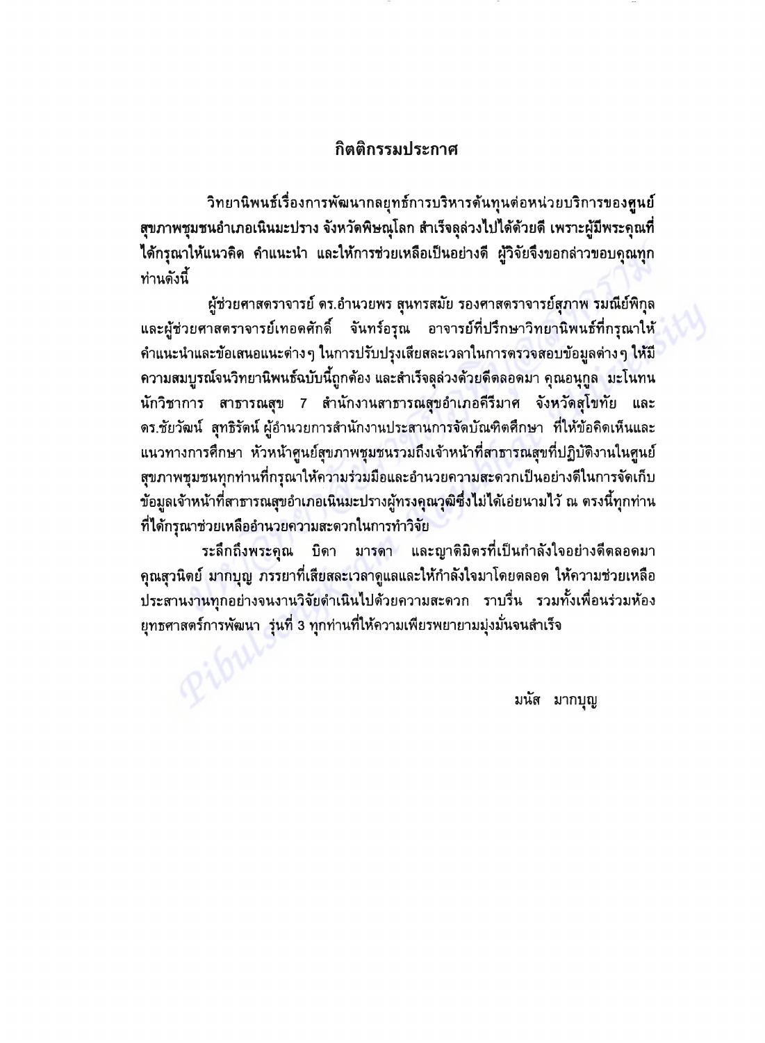# กิตติกรรมประกาศ

วิทยานิพนธ์เรื่องการพัฒนากลยุทธ์การบริหารต้นทุนต่อหน่วยบริการของศูนย์สุขภาพชุมชนอำเภอเนินมะปราง จังหวัดพิษณุโลก สำเร็จลุล่วงไปได้ด้วยดี เพราะผู้มีพระคุณที่ได้กรุณาให้แนวคิด คำแนะนำ และให้การช่วยเหลือเป็นอย่างดี ผู้วิจัยจึงขอกล่าวขอบคุณทุกท่านดังนี้

ผู้ช่วยศาสตราจารย์ ดร.อำนวยพร สุนทรสมัย รองศาสตราจารย์สุภาพ รมณีย์พิกุล และผู้ช่วยศาสตราจารย์เทอดศักดิ์ จันทร์อรุณ อาจารย์ที่ปรึกษาวิทยานิพนธ์ที่กรุณาให้คำแนะนำและข้อเสนอแนะต่างๆ ในการปรับปรุงเสียสละเวลาในการตรวจสอบข้อมูลต่างๆ ให้มีความสมบูรณ์จนวิทยานิพนธ์ฉบับนี้ถูกต้อง และสำเร็จลุล่วงด้วยดีตลอดมา คุณอนุกูล มะโนทน นักวิชาการ สาธารณสุข 7 สำนักงานสาธารณสุขอำเภอคีรีมาศ จังหวัดสุโขทัย และ ดร.ชัยวัฒน์ สุทธิรัตน์ ผู้อำนวยการสำนักงานประสานการจัดบัณฑิตศึกษา ที่ให้ข้อคิดเห็นและแนวทางการศึกษา หัวหน้าศูนย์สุขภาพชุมชนรวมถึงเจ้าหน้าที่สาธารณสุขที่ปฏิบัติงานในศูนย์สุขภาพชุมชนทุกท่านที่กรุณาให้ความร่วมมือและอำนวยความสะดวกเป็นอย่างดีในการจัดเก็บข้อมูลเจ้าหน้าที่สาธารณสุขอำเภอเนินมะปรางผู้ทรงคุณวุฒิซึ่งไม่ได้เอ่ยนามไว้ ณ ตรงนี้ทุกท่านที่ได้กรุณาช่วยเหลืออำนวยความสะดวกในการทำวิจัย

ระลึกถึงพระคุณ บิดา มารดา และญาติมิตรที่เป็นกำลังใจอย่างดีตลอดมา คุณสุวนิตย์ มากบุญ ภรรยาที่เสียสละเวลาดูแลและให้กำลังใจมาโดยตลอด ให้ความช่วยเหลือประสานงานทุกอย่างจนงานวิจัยดำเนินไปด้วยความสะดวก ราบรื่น รวมทั้งเพื่อนร่วมห้องยุทธศาสตร์การพัฒนา รุ่นที่ 3 ทุกท่านที่ให้ความเพียรพยายามมุ่งมั่นจนสำเร็จ

มนัส มากบุญ